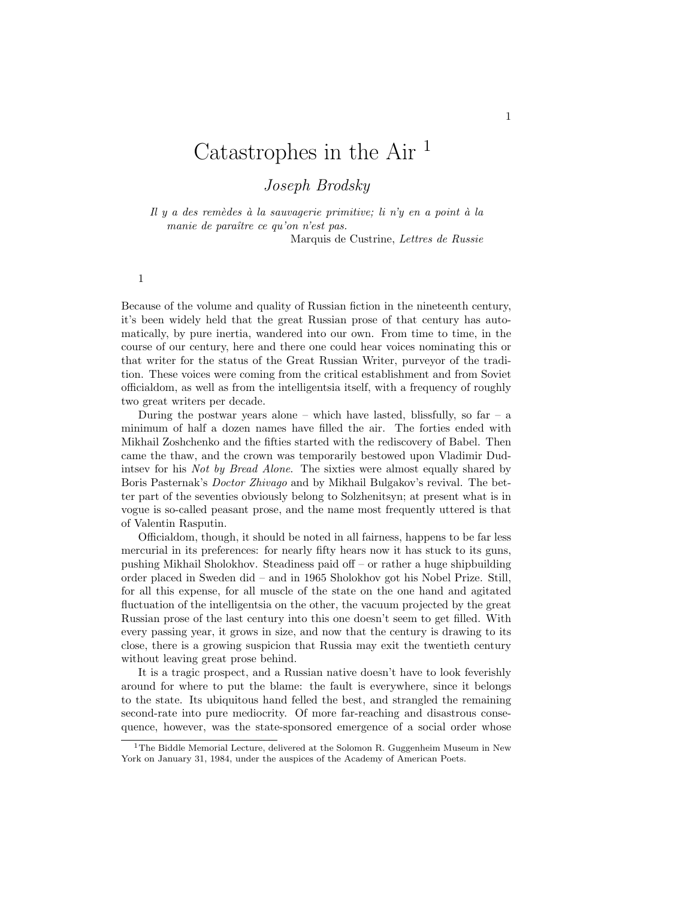# Catastrophes in the Air [1]

*Joseph Brodsky*

> *Il y a des remèdes à la sauvagerie primitive; li n'y en a point à la manie de paraître ce qu'on n'est pas.*
>
> Marquis de Custrine, *Lettres de Russie*

## 1

Because of the volume and quality of Russian fiction in the nineteenth century, it's been widely held that the great Russian prose of that century has automatically, by pure inertia, wandered into our own. From time to time, in the course of our century, here and there one could hear voices nominating this or that writer for the status of the Great Russian Writer, purveyor of the tradition. These voices were coming from the critical establishment and from Soviet officialdom, as well as from the intelligentsia itself, with a frequency of roughly two great writers per decade.

During the postwar years alone – which have lasted, blissfully, so far – a minimum of half a dozen names have filled the air. The forties ended with Mikhail Zoshchenko and the fifties started with the rediscovery of Babel. Then came the thaw, and the crown was temporarily bestowed upon Vladimir Dudintsev for his *Not by Bread Alone*. The sixties were almost equally shared by Boris Pasternak's *Doctor Zhivago* and by Mikhail Bulgakov's revival. The better part of the seventies obviously belong to Solzhenitsyn; at present what is in vogue is so-called peasant prose, and the name most frequently uttered is that of Valentin Rasputin.

Officialdom, though, it should be noted in all fairness, happens to be far less mercurial in its preferences: for nearly fifty hears now it has stuck to its guns, pushing Mikhail Sholokhov. Steadiness paid off – or rather a huge shipbuilding order placed in Sweden did – and in 1965 Sholokhov got his Nobel Prize. Still, for all this expense, for all muscle of the state on the one hand and agitated fluctuation of the intelligentsia on the other, the vacuum projected by the great Russian prose of the last century into this one doesn't seem to get filled. With every passing year, it grows in size, and now that the century is drawing to its close, there is a growing suspicion that Russia may exit the twentieth century without leaving great prose behind.

It is a tragic prospect, and a Russian native doesn't have to look feverishly around for where to put the blame: the fault is everywhere, since it belongs to the state. Its ubiquitous hand felled the best, and strangled the remaining second-rate into pure mediocrity. Of more far-reaching and disastrous consequence, however, was the state-sponsored emergence of a social order whose

---

[1] The Biddle Memorial Lecture, delivered at the Solomon R. Guggenheim Museum in New York on January 31, 1984, under the auspices of the Academy of American Poets.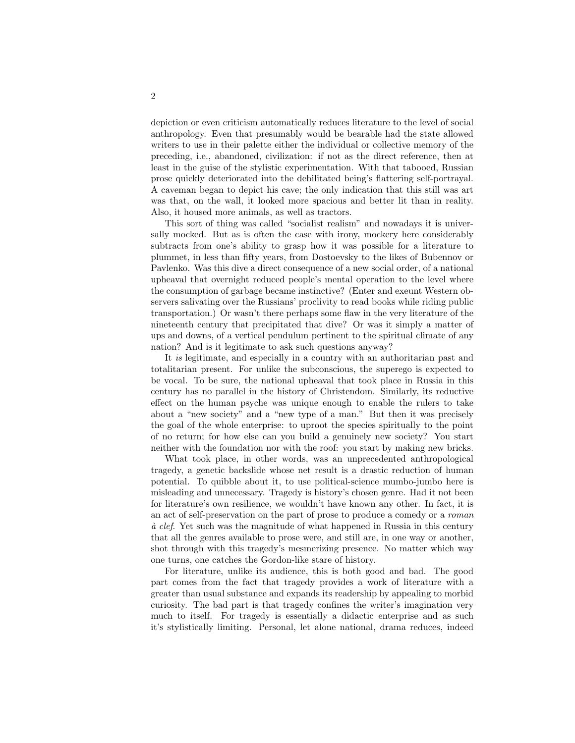depiction or even criticism automatically reduces literature to the level of social anthropology. Even that presumably would be bearable had the state allowed writers to use in their palette either the individual or collective memory of the preceding, i.e., abandoned, civilization: if not as the direct reference, then at least in the guise of the stylistic experimentation. With that tabooed, Russian prose quickly deteriorated into the debilitated being's flattering self-portrayal. A caveman began to depict his cave; the only indication that this still was art was that, on the wall, it looked more spacious and better lit than in reality. Also, it housed more animals, as well as tractors.

This sort of thing was called "socialist realism" and nowadays it is universally mocked. But as is often the case with irony, mockery here considerably subtracts from one's ability to grasp how it was possible for a literature to plummet, in less than fifty years, from Dostoevsky to the likes of Bubennov or Pavlenko. Was this dive a direct consequence of a new social order, of a national upheaval that overnight reduced people's mental operation to the level where the consumption of garbage became instinctive? (Enter and exeunt Western observers salivating over the Russians' proclivity to read books while riding public transportation.) Or wasn't there perhaps some flaw in the very literature of the nineteenth century that precipitated that dive? Or was it simply a matter of ups and downs, of a vertical pendulum pertinent to the spiritual climate of any nation? And is it legitimate to ask such questions anyway?

It *is* legitimate, and especially in a country with an authoritarian past and totalitarian present. For unlike the subconscious, the superego is expected to be vocal. To be sure, the national upheaval that took place in Russia in this century has no parallel in the history of Christendom. Similarly, its reductive effect on the human psyche was unique enough to enable the rulers to take about a "new society" and a "new type of a man." But then it was precisely the goal of the whole enterprise: to uproot the species spiritually to the point of no return; for how else can you build a genuinely new society? You start neither with the foundation nor with the roof: you start by making new bricks.

What took place, in other words, was an unprecedented anthropological tragedy, a genetic backslide whose net result is a drastic reduction of human potential. To quibble about it, to use political-science mumbo-jumbo here is misleading and unnecessary. Tragedy is history's chosen genre. Had it not been for literature's own resilience, we wouldn't have known any other. In fact, it is an act of self-preservation on the part of prose to produce a comedy or a *roman à clef*. Yet such was the magnitude of what happened in Russia in this century that all the genres available to prose were, and still are, in one way or another, shot through with this tragedy's mesmerizing presence. No matter which way one turns, one catches the Gordon-like stare of history.

For literature, unlike its audience, this is both good and bad. The good part comes from the fact that tragedy provides a work of literature with a greater than usual substance and expands its readership by appealing to morbid curiosity. The bad part is that tragedy confines the writer's imagination very much to itself. For tragedy is essentially a didactic enterprise and as such it's stylistically limiting. Personal, let alone national, drama reduces, indeed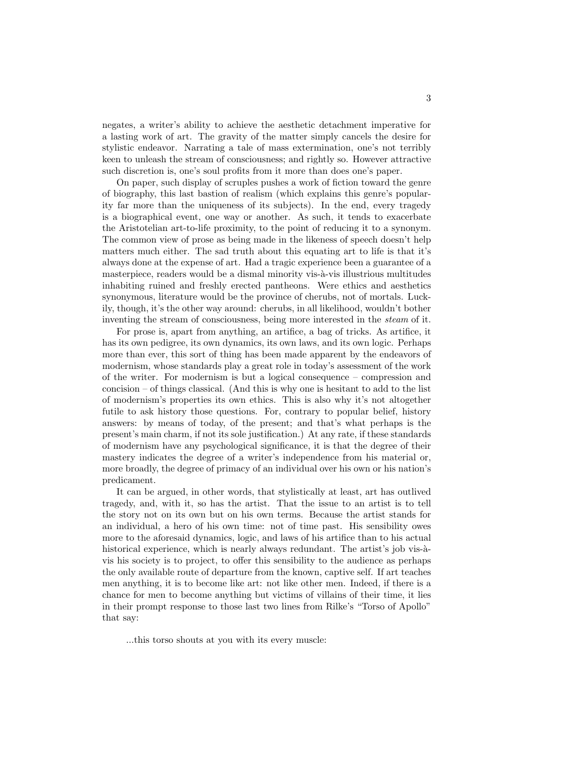negates, a writer's ability to achieve the aesthetic detachment imperative for a lasting work of art. The gravity of the matter simply cancels the desire for stylistic endeavor. Narrating a tale of mass extermination, one's not terribly keen to unleash the stream of consciousness; and rightly so. However attractive such discretion is, one's soul profits from it more than does one's paper.

On paper, such display of scruples pushes a work of fiction toward the genre of biography, this last bastion of realism (which explains this genre's popularity far more than the uniqueness of its subjects). In the end, every tragedy is a biographical event, one way or another. As such, it tends to exacerbate the Aristotelian art-to-life proximity, to the point of reducing it to a synonym. The common view of prose as being made in the likeness of speech doesn't help matters much either. The sad truth about this equating art to life is that it's always done at the expense of art. Had a tragic experience been a guarantee of a masterpiece, readers would be a dismal minority vis-à-vis illustrious multitudes inhabiting ruined and freshly erected pantheons. Were ethics and aesthetics synonymous, literature would be the province of cherubs, not of mortals. Luckily, though, it's the other way around: cherubs, in all likelihood, wouldn't bother inventing the stream of consciousness, being more interested in the *steam* of it.

For prose is, apart from anything, an artifice, a bag of tricks. As artifice, it has its own pedigree, its own dynamics, its own laws, and its own logic. Perhaps more than ever, this sort of thing has been made apparent by the endeavors of modernism, whose standards play a great role in today's assessment of the work of the writer. For modernism is but a logical consequence – compression and concision – of things classical. (And this is why one is hesitant to add to the list of modernism's properties its own ethics. This is also why it's not altogether futile to ask history those questions. For, contrary to popular belief, history answers: by means of today, of the present; and that's what perhaps is the present's main charm, if not its sole justification.) At any rate, if these standards of modernism have any psychological significance, it is that the degree of their mastery indicates the degree of a writer's independence from his material or, more broadly, the degree of primacy of an individual over his own or his nation's predicament.

It can be argued, in other words, that stylistically at least, art has outlived tragedy, and, with it, so has the artist. That the issue to an artist is to tell the story not on its own but on his own terms. Because the artist stands for an individual, a hero of his own time: not of time past. His sensibility owes more to the aforesaid dynamics, logic, and laws of his artifice than to his actual historical experience, which is nearly always redundant. The artist's job vis-à-vis his society is to project, to offer this sensibility to the audience as perhaps the only available route of departure from the known, captive self. If art teaches men anything, it is to become like art: not like other men. Indeed, if there is a chance for men to become anything but victims of villains of their time, it lies in their prompt response to those last two lines from Rilke's "Torso of Apollo" that say:

> ...this torso shouts at you with its every muscle: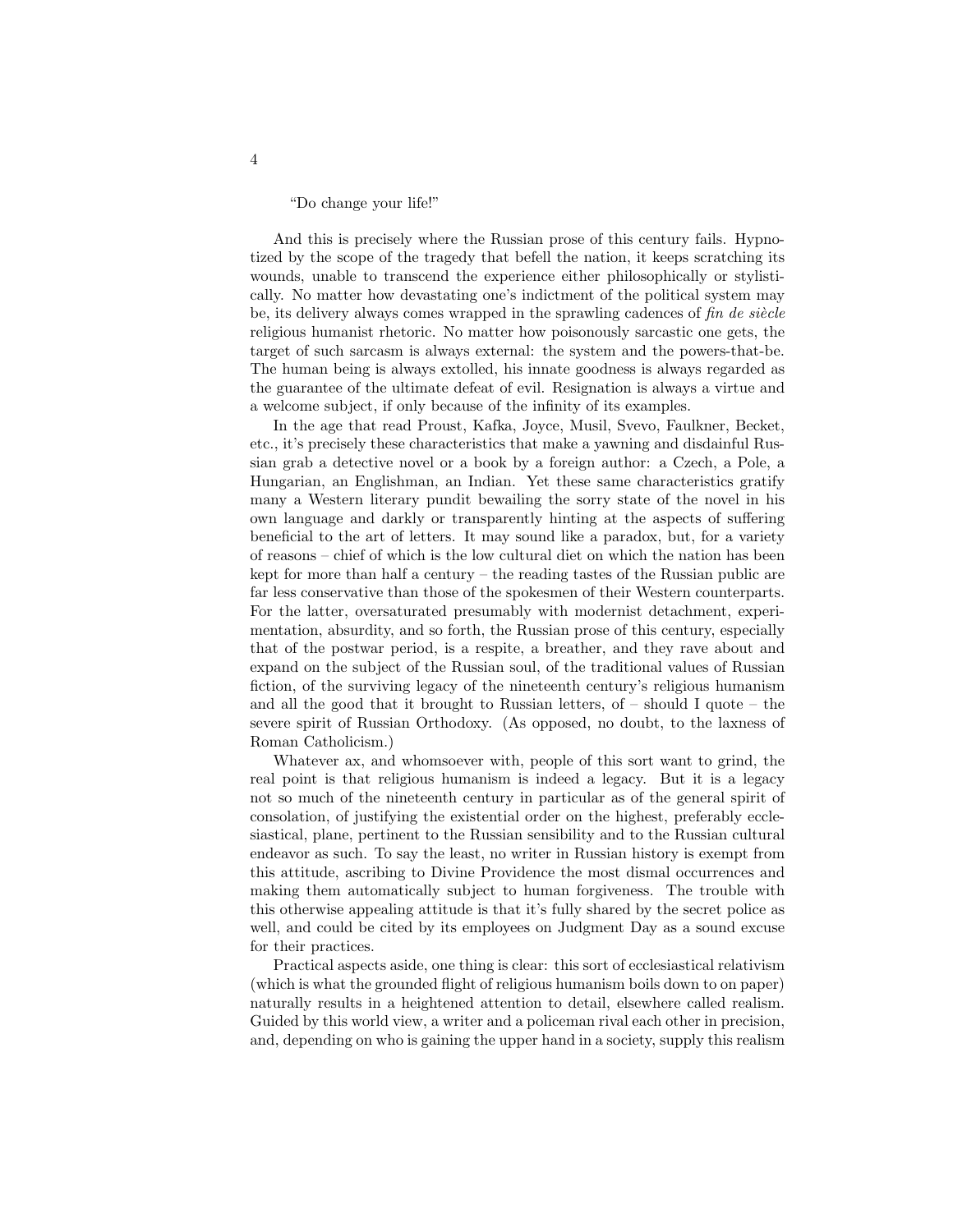"Do change your life!"

And this is precisely where the Russian prose of this century fails. Hypnotized by the scope of the tragedy that befell the nation, it keeps scratching its wounds, unable to transcend the experience either philosophically or stylistically. No matter how devastating one's indictment of the political system may be, its delivery always comes wrapped in the sprawling cadences of *fin de siècle* religious humanist rhetoric. No matter how poisonously sarcastic one gets, the target of such sarcasm is always external: the system and the powers-that-be. The human being is always extolled, his innate goodness is always regarded as the guarantee of the ultimate defeat of evil. Resignation is always a virtue and a welcome subject, if only because of the infinity of its examples.

In the age that read Proust, Kafka, Joyce, Musil, Svevo, Faulkner, Becket, etc., it's precisely these characteristics that make a yawning and disdainful Russian grab a detective novel or a book by a foreign author: a Czech, a Pole, a Hungarian, an Englishman, an Indian. Yet these same characteristics gratify many a Western literary pundit bewailing the sorry state of the novel in his own language and darkly or transparently hinting at the aspects of suffering beneficial to the art of letters. It may sound like a paradox, but, for a variety of reasons – chief of which is the low cultural diet on which the nation has been kept for more than half a century – the reading tastes of the Russian public are far less conservative than those of the spokesmen of their Western counterparts. For the latter, oversaturated presumably with modernist detachment, experimentation, absurdity, and so forth, the Russian prose of this century, especially that of the postwar period, is a respite, a breather, and they rave about and expand on the subject of the Russian soul, of the traditional values of Russian fiction, of the surviving legacy of the nineteenth century's religious humanism and all the good that it brought to Russian letters, of – should I quote – the severe spirit of Russian Orthodoxy. (As opposed, no doubt, to the laxness of Roman Catholicism.)

Whatever ax, and whomsoever with, people of this sort want to grind, the real point is that religious humanism is indeed a legacy. But it is a legacy not so much of the nineteenth century in particular as of the general spirit of consolation, of justifying the existential order on the highest, preferably ecclesiastical, plane, pertinent to the Russian sensibility and to the Russian cultural endeavor as such. To say the least, no writer in Russian history is exempt from this attitude, ascribing to Divine Providence the most dismal occurrences and making them automatically subject to human forgiveness. The trouble with this otherwise appealing attitude is that it's fully shared by the secret police as well, and could be cited by its employees on Judgment Day as a sound excuse for their practices.

Practical aspects aside, one thing is clear: this sort of ecclesiastical relativism (which is what the grounded flight of religious humanism boils down to on paper) naturally results in a heightened attention to detail, elsewhere called realism. Guided by this world view, a writer and a policeman rival each other in precision, and, depending on who is gaining the upper hand in a society, supply this realism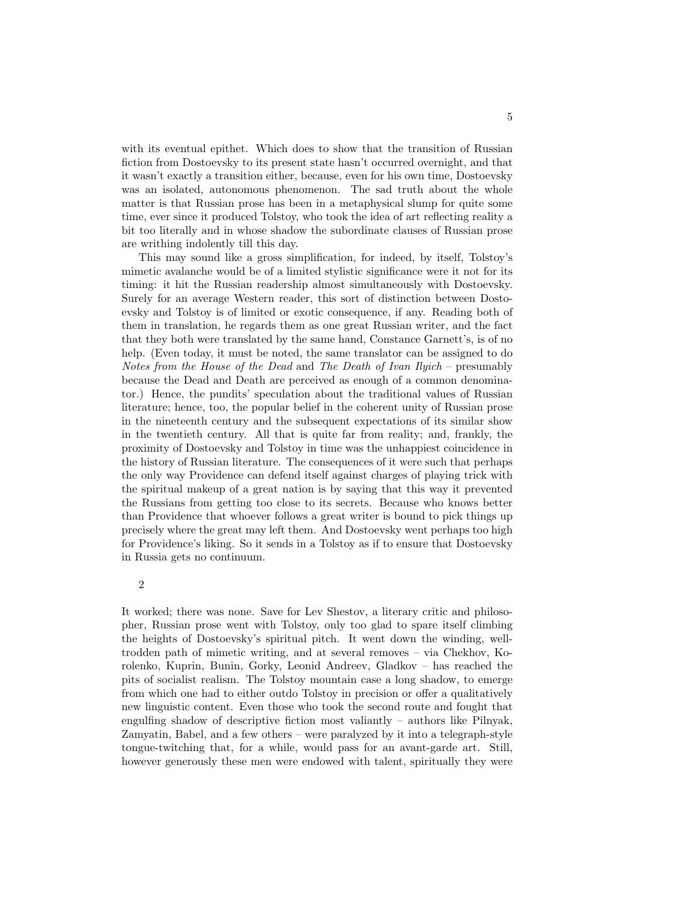with its eventual epithet. Which does to show that the transition of Russian fiction from Dostoevsky to its present state hasn't occurred overnight, and that it wasn't exactly a transition either, because, even for his own time, Dostoevsky was an isolated, autonomous phenomenon. The sad truth about the whole matter is that Russian prose has been in a metaphysical slump for quite some time, ever since it produced Tolstoy, who took the idea of art reflecting reality a bit too literally and in whose shadow the subordinate clauses of Russian prose are writhing indolently till this day.

This may sound like a gross simplification, for indeed, by itself, Tolstoy's mimetic avalanche would be of a limited stylistic significance were it not for its timing: it hit the Russian readership almost simultaneously with Dostoevsky. Surely for an average Western reader, this sort of distinction between Dostoevsky and Tolstoy is of limited or exotic consequence, if any. Reading both of them in translation, he regards them as one great Russian writer, and the fact that they both were translated by the same hand, Constance Garnett's, is of no help. (Even today, it must be noted, the same translator can be assigned to do *Notes from the House of the Dead* and *The Death of Ivan Ilyich* – presumably because the Dead and Death are perceived as enough of a common denominator.) Hence, the pundits' speculation about the traditional values of Russian literature; hence, too, the popular belief in the coherent unity of Russian prose in the nineteenth century and the subsequent expectations of its similar show in the twentieth century. All that is quite far from reality; and, frankly, the proximity of Dostoevsky and Tolstoy in time was the unhappiest coincidence in the history of Russian literature. The consequences of it were such that perhaps the only way Providence can defend itself against charges of playing trick with the spiritual makeup of a great nation is by saying that this way it prevented the Russians from getting too close to its secrets. Because who knows better than Providence that whoever follows a great writer is bound to pick things up precisely where the great may left them. And Dostoevsky went perhaps too high for Providence's liking. So it sends in a Tolstoy as if to ensure that Dostoevsky in Russia gets no continuum.

## 2

It worked; there was none. Save for Lev Shestov, a literary critic and philosopher, Russian prose went with Tolstoy, only too glad to spare itself climbing the heights of Dostoevsky's spiritual pitch. It went down the winding, well-trodden path of mimetic writing, and at several removes – via Chekhov, Korolenko, Kuprin, Bunin, Gorky, Leonid Andreev, Gladkov – has reached the pits of socialist realism. The Tolstoy mountain case a long shadow, to emerge from which one had to either outdo Tolstoy in precision or offer a qualitatively new linguistic content. Even those who took the second route and fought that engulfing shadow of descriptive fiction most valiantly – authors like Pilnyak, Zamyatin, Babel, and a few others – were paralyzed by it into a telegraph-style tongue-twitching that, for a while, would pass for an avant-garde art. Still, however generously these men were endowed with talent, spiritually they were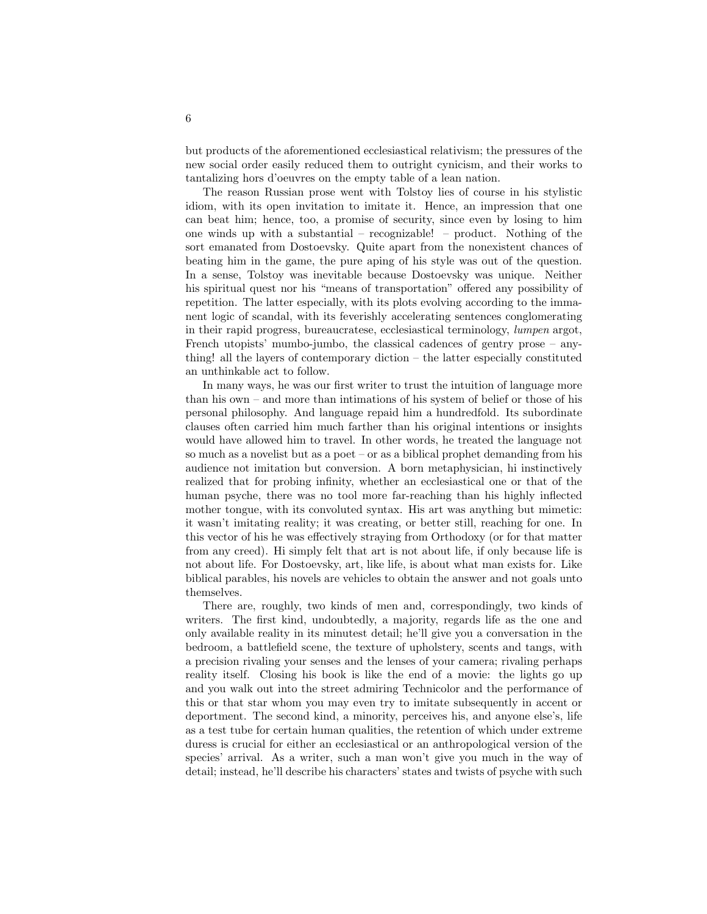but products of the aforementioned ecclesiastical relativism; the pressures of the new social order easily reduced them to outright cynicism, and their works to tantalizing hors d'oeuvres on the empty table of a lean nation.

The reason Russian prose went with Tolstoy lies of course in his stylistic idiom, with its open invitation to imitate it. Hence, an impression that one can beat him; hence, too, a promise of security, since even by losing to him one winds up with a substantial – recognizable! – product. Nothing of the sort emanated from Dostoevsky. Quite apart from the nonexistent chances of beating him in the game, the pure aping of his style was out of the question. In a sense, Tolstoy was inevitable because Dostoevsky was unique. Neither his spiritual quest nor his "means of transportation" offered any possibility of repetition. The latter especially, with its plots evolving according to the immanent logic of scandal, with its feverishly accelerating sentences conglomerating in their rapid progress, bureaucratese, ecclesiastical terminology, *lumpen* argot, French utopists' mumbo-jumbo, the classical cadences of gentry prose – anything! all the layers of contemporary diction – the latter especially constituted an unthinkable act to follow.

In many ways, he was our first writer to trust the intuition of language more than his own – and more than intimations of his system of belief or those of his personal philosophy. And language repaid him a hundredfold. Its subordinate clauses often carried him much farther than his original intentions or insights would have allowed him to travel. In other words, he treated the language not so much as a novelist but as a poet – or as a biblical prophet demanding from his audience not imitation but conversion. A born metaphysician, hi instinctively realized that for probing infinity, whether an ecclesiastical one or that of the human psyche, there was no tool more far-reaching than his highly inflected mother tongue, with its convoluted syntax. His art was anything but mimetic: it wasn't imitating reality; it was creating, or better still, reaching for one. In this vector of his he was effectively straying from Orthodoxy (or for that matter from any creed). Hi simply felt that art is not about life, if only because life is not about life. For Dostoevsky, art, like life, is about what man exists for. Like biblical parables, his novels are vehicles to obtain the answer and not goals unto themselves.

There are, roughly, two kinds of men and, correspondingly, two kinds of writers. The first kind, undoubtedly, a majority, regards life as the one and only available reality in its minutest detail; he'll give you a conversation in the bedroom, a battlefield scene, the texture of upholstery, scents and tangs, with a precision rivaling your senses and the lenses of your camera; rivaling perhaps reality itself. Closing his book is like the end of a movie: the lights go up and you walk out into the street admiring Technicolor and the performance of this or that star whom you may even try to imitate subsequently in accent or deportment. The second kind, a minority, perceives his, and anyone else's, life as a test tube for certain human qualities, the retention of which under extreme duress is crucial for either an ecclesiastical or an anthropological version of the species' arrival. As a writer, such a man won't give you much in the way of detail; instead, he'll describe his characters' states and twists of psyche with such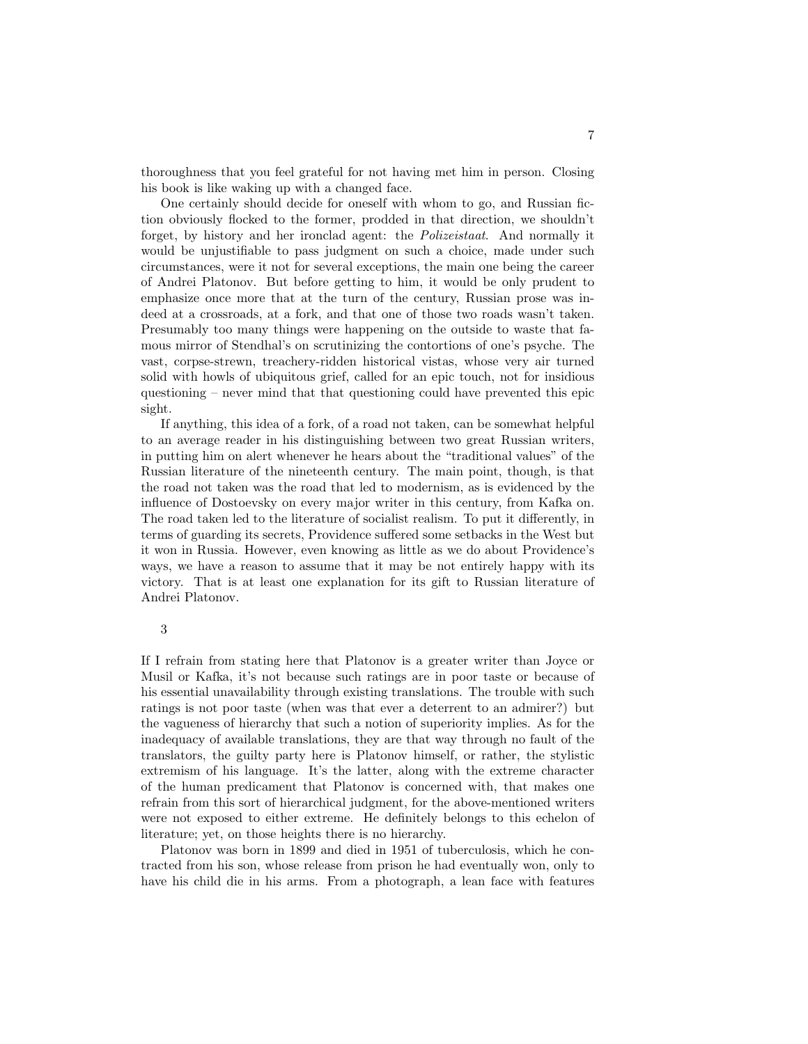thoroughness that you feel grateful for not having met him in person. Closing his book is like waking up with a changed face.

One certainly should decide for oneself with whom to go, and Russian fiction obviously flocked to the former, prodded in that direction, we shouldn't forget, by history and her ironclad agent: the *Polizeistaat*. And normally it would be unjustifiable to pass judgment on such a choice, made under such circumstances, were it not for several exceptions, the main one being the career of Andrei Platonov. But before getting to him, it would be only prudent to emphasize once more that at the turn of the century, Russian prose was indeed at a crossroads, at a fork, and that one of those two roads wasn't taken. Presumably too many things were happening on the outside to waste that famous mirror of Stendhal's on scrutinizing the contortions of one's psyche. The vast, corpse-strewn, treachery-ridden historical vistas, whose very air turned solid with howls of ubiquitous grief, called for an epic touch, not for insidious questioning – never mind that that questioning could have prevented this epic sight.

If anything, this idea of a fork, of a road not taken, can be somewhat helpful to an average reader in his distinguishing between two great Russian writers, in putting him on alert whenever he hears about the "traditional values" of the Russian literature of the nineteenth century. The main point, though, is that the road not taken was the road that led to modernism, as is evidenced by the influence of Dostoevsky on every major writer in this century, from Kafka on. The road taken led to the literature of socialist realism. To put it differently, in terms of guarding its secrets, Providence suffered some setbacks in the West but it won in Russia. However, even knowing as little as we do about Providence's ways, we have a reason to assume that it may be not entirely happy with its victory. That is at least one explanation for its gift to Russian literature of Andrei Platonov.

## 3

If I refrain from stating here that Platonov is a greater writer than Joyce or Musil or Kafka, it's not because such ratings are in poor taste or because of his essential unavailability through existing translations. The trouble with such ratings is not poor taste (when was that ever a deterrent to an admirer?) but the vagueness of hierarchy that such a notion of superiority implies. As for the inadequacy of available translations, they are that way through no fault of the translators, the guilty party here is Platonov himself, or rather, the stylistic extremism of his language. It's the latter, along with the extreme character of the human predicament that Platonov is concerned with, that makes one refrain from this sort of hierarchical judgment, for the above-mentioned writers were not exposed to either extreme. He definitely belongs to this echelon of literature; yet, on those heights there is no hierarchy.

Platonov was born in 1899 and died in 1951 of tuberculosis, which he contracted from his son, whose release from prison he had eventually won, only to have his child die in his arms. From a photograph, a lean face with features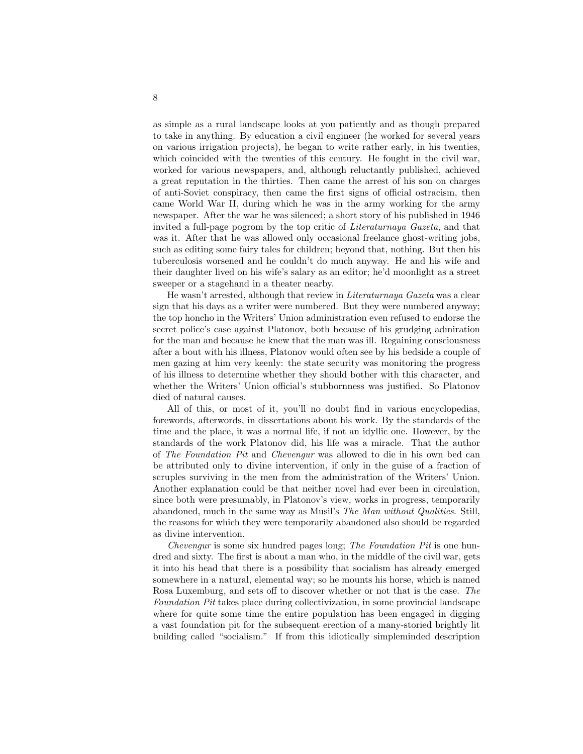as simple as a rural landscape looks at you patiently and as though prepared to take in anything. By education a civil engineer (he worked for several years on various irrigation projects), he began to write rather early, in his twenties, which coincided with the twenties of this century. He fought in the civil war, worked for various newspapers, and, although reluctantly published, achieved a great reputation in the thirties. Then came the arrest of his son on charges of anti-Soviet conspiracy, then came the first signs of official ostracism, then came World War II, during which he was in the army working for the army newspaper. After the war he was silenced; a short story of his published in 1946 invited a full-page pogrom by the top critic of *Literaturnaya Gazeta*, and that was it. After that he was allowed only occasional freelance ghost-writing jobs, such as editing some fairy tales for children; beyond that, nothing. But then his tuberculosis worsened and he couldn't do much anyway. He and his wife and their daughter lived on his wife's salary as an editor; he'd moonlight as a street sweeper or a stagehand in a theater nearby.

He wasn't arrested, although that review in *Literaturnaya Gazeta* was a clear sign that his days as a writer were numbered. But they were numbered anyway; the top honcho in the Writers' Union administration even refused to endorse the secret police's case against Platonov, both because of his grudging admiration for the man and because he knew that the man was ill. Regaining consciousness after a bout with his illness, Platonov would often see by his bedside a couple of men gazing at him very keenly: the state security was monitoring the progress of his illness to determine whether they should bother with this character, and whether the Writers' Union official's stubbornness was justified. So Platonov died of natural causes.

All of this, or most of it, you'll no doubt find in various encyclopedias, forewords, afterwords, in dissertations about his work. By the standards of the time and the place, it was a normal life, if not an idyllic one. However, by the standards of the work Platonov did, his life was a miracle. That the author of *The Foundation Pit* and *Chevengur* was allowed to die in his own bed can be attributed only to divine intervention, if only in the guise of a fraction of scruples surviving in the men from the administration of the Writers' Union. Another explanation could be that neither novel had ever been in circulation, since both were presumably, in Platonov's view, works in progress, temporarily abandoned, much in the same way as Musil's *The Man without Qualities*. Still, the reasons for which they were temporarily abandoned also should be regarded as divine intervention.

*Chevengur* is some six hundred pages long; *The Foundation Pit* is one hundred and sixty. The first is about a man who, in the middle of the civil war, gets it into his head that there is a possibility that socialism has already emerged somewhere in a natural, elemental way; so he mounts his horse, which is named Rosa Luxemburg, and sets off to discover whether or not that is the case. *The Foundation Pit* takes place during collectivization, in some provincial landscape where for quite some time the entire population has been engaged in digging a vast foundation pit for the subsequent erection of a many-storied brightly lit building called "socialism." If from this idiotically simpleminded description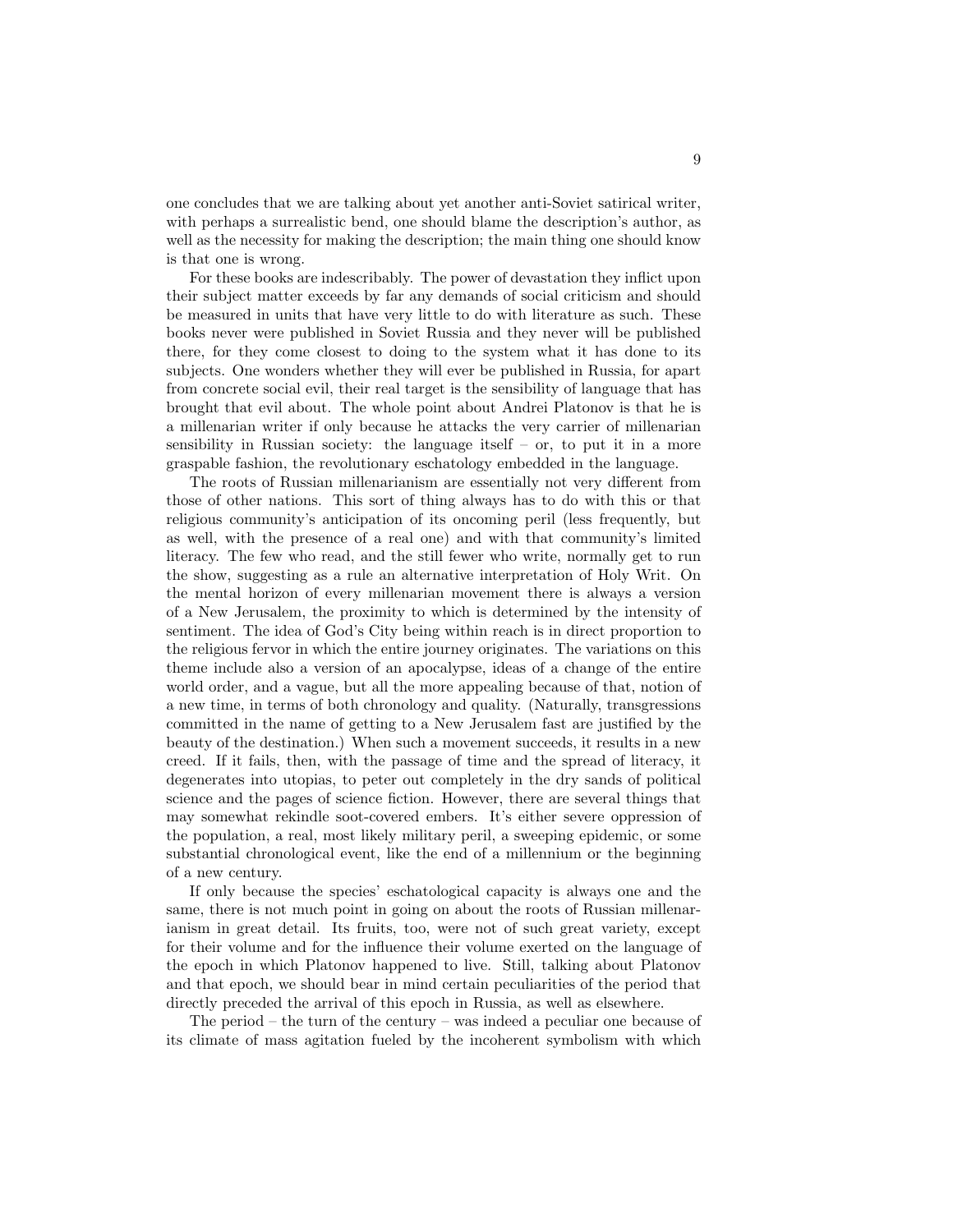one concludes that we are talking about yet another anti-Soviet satirical writer, with perhaps a surrealistic bend, one should blame the description's author, as well as the necessity for making the description; the main thing one should know is that one is wrong.

For these books are indescribably. The power of devastation they inflict upon their subject matter exceeds by far any demands of social criticism and should be measured in units that have very little to do with literature as such. These books never were published in Soviet Russia and they never will be published there, for they come closest to doing to the system what it has done to its subjects. One wonders whether they will ever be published in Russia, for apart from concrete social evil, their real target is the sensibility of language that has brought that evil about. The whole point about Andrei Platonov is that he is a millenarian writer if only because he attacks the very carrier of millenarian sensibility in Russian society: the language itself – or, to put it in a more graspable fashion, the revolutionary eschatology embedded in the language.

The roots of Russian millenarianism are essentially not very different from those of other nations. This sort of thing always has to do with this or that religious community's anticipation of its oncoming peril (less frequently, but as well, with the presence of a real one) and with that community's limited literacy. The few who read, and the still fewer who write, normally get to run the show, suggesting as a rule an alternative interpretation of Holy Writ. On the mental horizon of every millenarian movement there is always a version of a New Jerusalem, the proximity to which is determined by the intensity of sentiment. The idea of God's City being within reach is in direct proportion to the religious fervor in which the entire journey originates. The variations on this theme include also a version of an apocalypse, ideas of a change of the entire world order, and a vague, but all the more appealing because of that, notion of a new time, in terms of both chronology and quality. (Naturally, transgressions committed in the name of getting to a New Jerusalem fast are justified by the beauty of the destination.) When such a movement succeeds, it results in a new creed. If it fails, then, with the passage of time and the spread of literacy, it degenerates into utopias, to peter out completely in the dry sands of political science and the pages of science fiction. However, there are several things that may somewhat rekindle soot-covered embers. It's either severe oppression of the population, a real, most likely military peril, a sweeping epidemic, or some substantial chronological event, like the end of a millennium or the beginning of a new century.

If only because the species' eschatological capacity is always one and the same, there is not much point in going on about the roots of Russian millenarianism in great detail. Its fruits, too, were not of such great variety, except for their volume and for the influence their volume exerted on the language of the epoch in which Platonov happened to live. Still, talking about Platonov and that epoch, we should bear in mind certain peculiarities of the period that directly preceded the arrival of this epoch in Russia, as well as elsewhere.

The period – the turn of the century – was indeed a peculiar one because of its climate of mass agitation fueled by the incoherent symbolism with which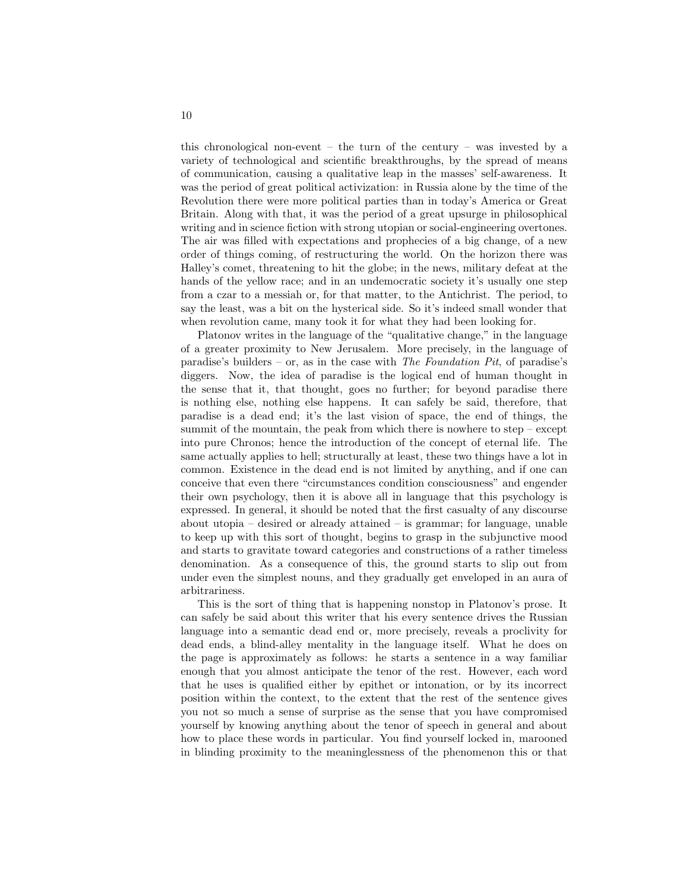this chronological non-event – the turn of the century – was invested by a variety of technological and scientific breakthroughs, by the spread of means of communication, causing a qualitative leap in the masses' self-awareness. It was the period of great political activization: in Russia alone by the time of the Revolution there were more political parties than in today's America or Great Britain. Along with that, it was the period of a great upsurge in philosophical writing and in science fiction with strong utopian or social-engineering overtones. The air was filled with expectations and prophecies of a big change, of a new order of things coming, of restructuring the world. On the horizon there was Halley's comet, threatening to hit the globe; in the news, military defeat at the hands of the yellow race; and in an undemocratic society it's usually one step from a czar to a messiah or, for that matter, to the Antichrist. The period, to say the least, was a bit on the hysterical side. So it's indeed small wonder that when revolution came, many took it for what they had been looking for.

Platonov writes in the language of the "qualitative change," in the language of a greater proximity to New Jerusalem. More precisely, in the language of paradise's builders – or, as in the case with *The Foundation Pit*, of paradise's diggers. Now, the idea of paradise is the logical end of human thought in the sense that it, that thought, goes no further; for beyond paradise there is nothing else, nothing else happens. It can safely be said, therefore, that paradise is a dead end; it's the last vision of space, the end of things, the summit of the mountain, the peak from which there is nowhere to step – except into pure Chronos; hence the introduction of the concept of eternal life. The same actually applies to hell; structurally at least, these two things have a lot in common. Existence in the dead end is not limited by anything, and if one can conceive that even there "circumstances condition consciousness" and engender their own psychology, then it is above all in language that this psychology is expressed. In general, it should be noted that the first casualty of any discourse about utopia – desired or already attained – is grammar; for language, unable to keep up with this sort of thought, begins to grasp in the subjunctive mood and starts to gravitate toward categories and constructions of a rather timeless denomination. As a consequence of this, the ground starts to slip out from under even the simplest nouns, and they gradually get enveloped in an aura of arbitrariness.

This is the sort of thing that is happening nonstop in Platonov's prose. It can safely be said about this writer that his every sentence drives the Russian language into a semantic dead end or, more precisely, reveals a proclivity for dead ends, a blind-alley mentality in the language itself. What he does on the page is approximately as follows: he starts a sentence in a way familiar enough that you almost anticipate the tenor of the rest. However, each word that he uses is qualified either by epithet or intonation, or by its incorrect position within the context, to the extent that the rest of the sentence gives you not so much a sense of surprise as the sense that you have compromised yourself by knowing anything about the tenor of speech in general and about how to place these words in particular. You find yourself locked in, marooned in blinding proximity to the meaninglessness of the phenomenon this or that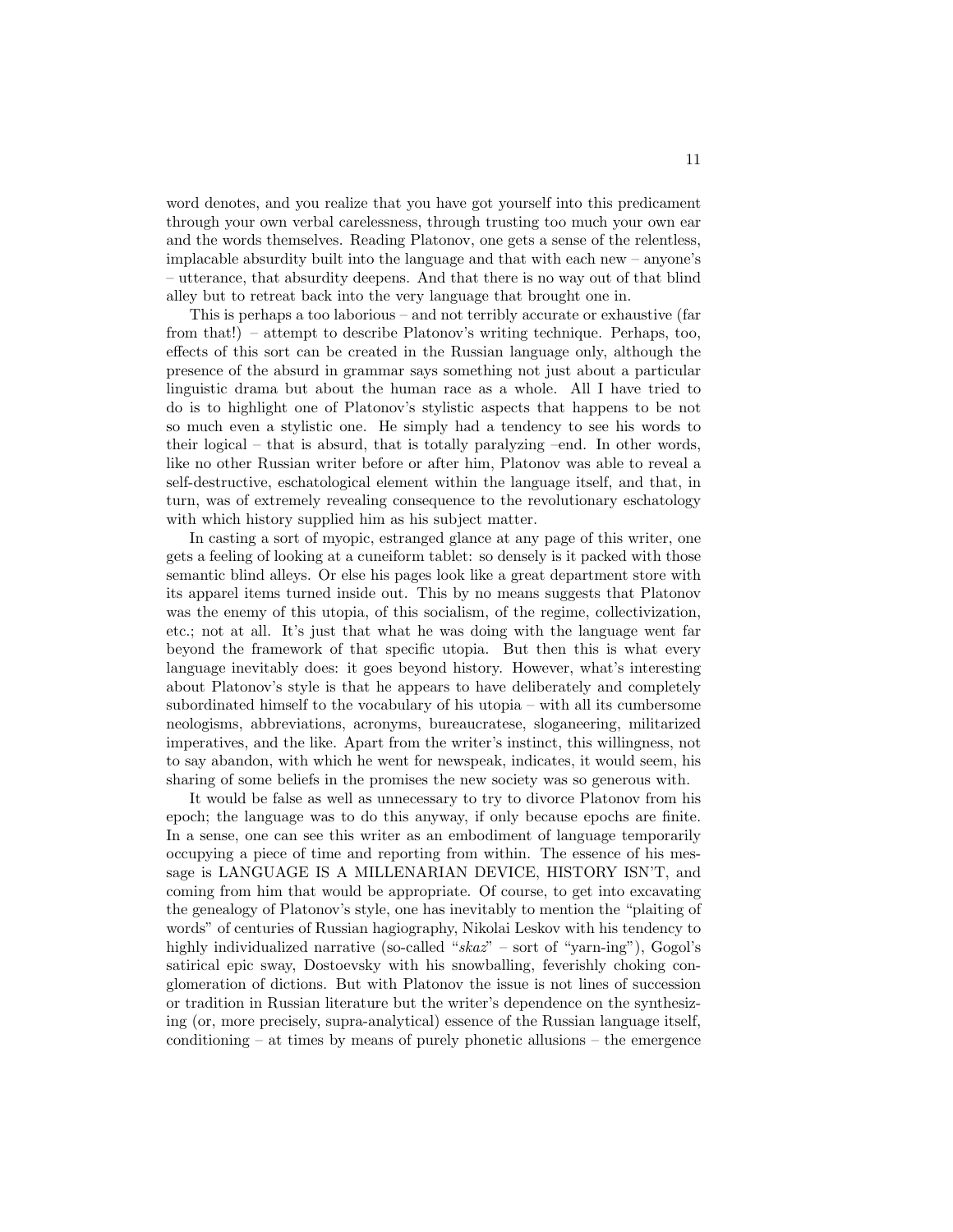word denotes, and you realize that you have got yourself into this predicament through your own verbal carelessness, through trusting too much your own ear and the words themselves. Reading Platonov, one gets a sense of the relentless, implacable absurdity built into the language and that with each new – anyone's – utterance, that absurdity deepens. And that there is no way out of that blind alley but to retreat back into the very language that brought one in.

This is perhaps a too laborious – and not terribly accurate or exhaustive (far from that!) – attempt to describe Platonov's writing technique. Perhaps, too, effects of this sort can be created in the Russian language only, although the presence of the absurd in grammar says something not just about a particular linguistic drama but about the human race as a whole. All I have tried to do is to highlight one of Platonov's stylistic aspects that happens to be not so much even a stylistic one. He simply had a tendency to see his words to their logical – that is absurd, that is totally paralyzing –end. In other words, like no other Russian writer before or after him, Platonov was able to reveal a self-destructive, eschatological element within the language itself, and that, in turn, was of extremely revealing consequence to the revolutionary eschatology with which history supplied him as his subject matter.

In casting a sort of myopic, estranged glance at any page of this writer, one gets a feeling of looking at a cuneiform tablet: so densely is it packed with those semantic blind alleys. Or else his pages look like a great department store with its apparel items turned inside out. This by no means suggests that Platonov was the enemy of this utopia, of this socialism, of the regime, collectivization, etc.; not at all. It's just that what he was doing with the language went far beyond the framework of that specific utopia. But then this is what every language inevitably does: it goes beyond history. However, what's interesting about Platonov's style is that he appears to have deliberately and completely subordinated himself to the vocabulary of his utopia – with all its cumbersome neologisms, abbreviations, acronyms, bureaucratese, sloganeering, militarized imperatives, and the like. Apart from the writer's instinct, this willingness, not to say abandon, with which he went for newspeak, indicates, it would seem, his sharing of some beliefs in the promises the new society was so generous with.

It would be false as well as unnecessary to try to divorce Platonov from his epoch; the language was to do this anyway, if only because epochs are finite. In a sense, one can see this writer as an embodiment of language temporarily occupying a piece of time and reporting from within. The essence of his message is LANGUAGE IS A MILLENARIAN DEVICE, HISTORY ISN'T, and coming from him that would be appropriate. Of course, to get into excavating the genealogy of Platonov's style, one has inevitably to mention the "plaiting of words" of centuries of Russian hagiography, Nikolai Leskov with his tendency to highly individualized narrative (so-called "*skaz*" – sort of "yarn-ing"), Gogol's satirical epic sway, Dostoevsky with his snowballing, feverishly choking conglomeration of dictions. But with Platonov the issue is not lines of succession or tradition in Russian literature but the writer's dependence on the synthesizing (or, more precisely, supra-analytical) essence of the Russian language itself, conditioning – at times by means of purely phonetic allusions – the emergence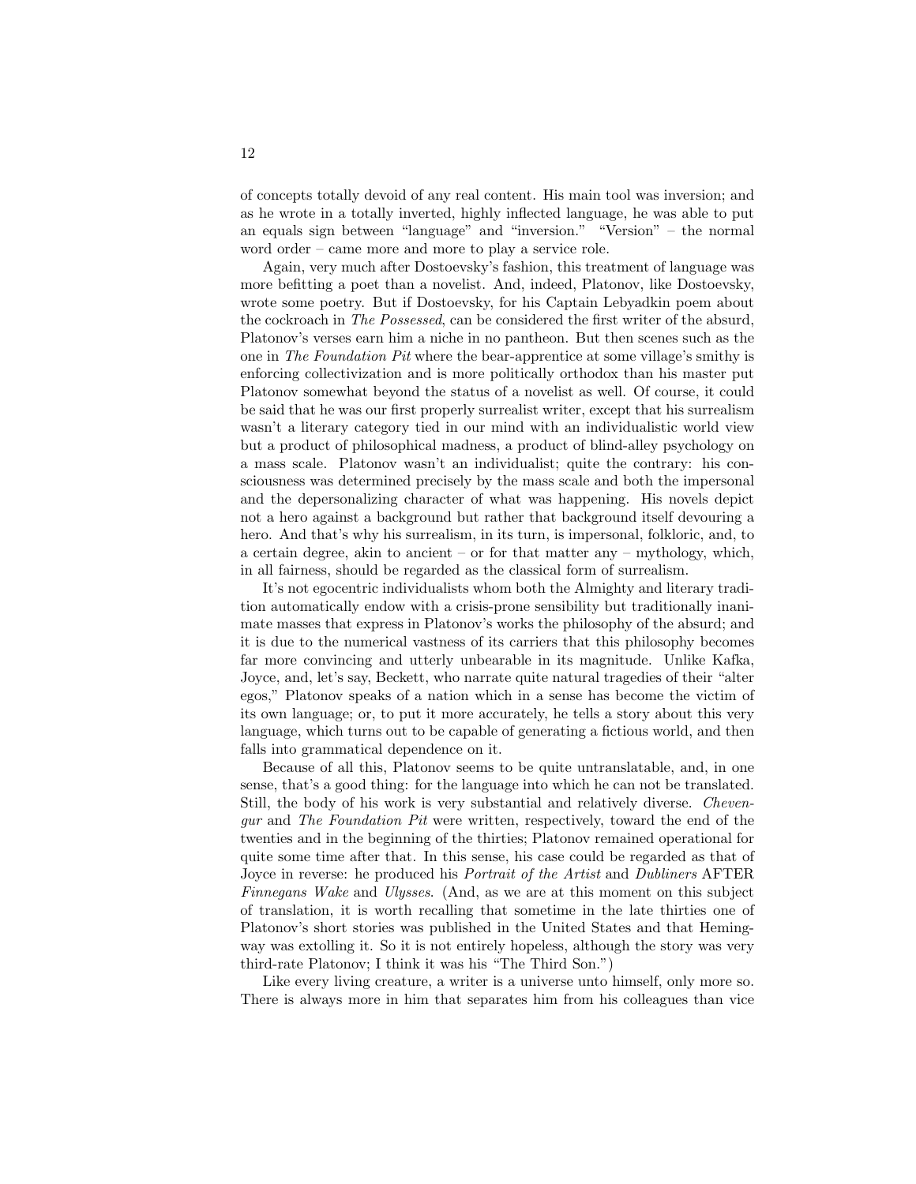of concepts totally devoid of any real content. His main tool was inversion; and as he wrote in a totally inverted, highly inflected language, he was able to put an equals sign between "language" and "inversion." "Version" – the normal word order – came more and more to play a service role.

Again, very much after Dostoevsky's fashion, this treatment of language was more befitting a poet than a novelist. And, indeed, Platonov, like Dostoevsky, wrote some poetry. But if Dostoevsky, for his Captain Lebyadkin poem about the cockroach in *The Possessed*, can be considered the first writer of the absurd, Platonov's verses earn him a niche in no pantheon. But then scenes such as the one in *The Foundation Pit* where the bear-apprentice at some village's smithy is enforcing collectivization and is more politically orthodox than his master put Platonov somewhat beyond the status of a novelist as well. Of course, it could be said that he was our first properly surrealist writer, except that his surrealism wasn't a literary category tied in our mind with an individualistic world view but a product of philosophical madness, a product of blind-alley psychology on a mass scale. Platonov wasn't an individualist; quite the contrary: his consciousness was determined precisely by the mass scale and both the impersonal and the depersonalizing character of what was happening. His novels depict not a hero against a background but rather that background itself devouring a hero. And that's why his surrealism, in its turn, is impersonal, folkloric, and, to a certain degree, akin to ancient – or for that matter any – mythology, which, in all fairness, should be regarded as the classical form of surrealism.

It's not egocentric individualists whom both the Almighty and literary tradition automatically endow with a crisis-prone sensibility but traditionally inanimate masses that express in Platonov's works the philosophy of the absurd; and it is due to the numerical vastness of its carriers that this philosophy becomes far more convincing and utterly unbearable in its magnitude. Unlike Kafka, Joyce, and, let's say, Beckett, who narrate quite natural tragedies of their "alter egos," Platonov speaks of a nation which in a sense has become the victim of its own language; or, to put it more accurately, he tells a story about this very language, which turns out to be capable of generating a fictious world, and then falls into grammatical dependence on it.

Because of all this, Platonov seems to be quite untranslatable, and, in one sense, that's a good thing: for the language into which he can not be translated. Still, the body of his work is very substantial and relatively diverse. *Chevengur* and *The Foundation Pit* were written, respectively, toward the end of the twenties and in the beginning of the thirties; Platonov remained operational for quite some time after that. In this sense, his case could be regarded as that of Joyce in reverse: he produced his *Portrait of the Artist* and *Dubliners* AFTER *Finnegans Wake* and *Ulysses*. (And, as we are at this moment on this subject of translation, it is worth recalling that sometime in the late thirties one of Platonov's short stories was published in the United States and that Hemingway was extolling it. So it is not entirely hopeless, although the story was very third-rate Platonov; I think it was his "The Third Son.")

Like every living creature, a writer is a universe unto himself, only more so. There is always more in him that separates him from his colleagues than vice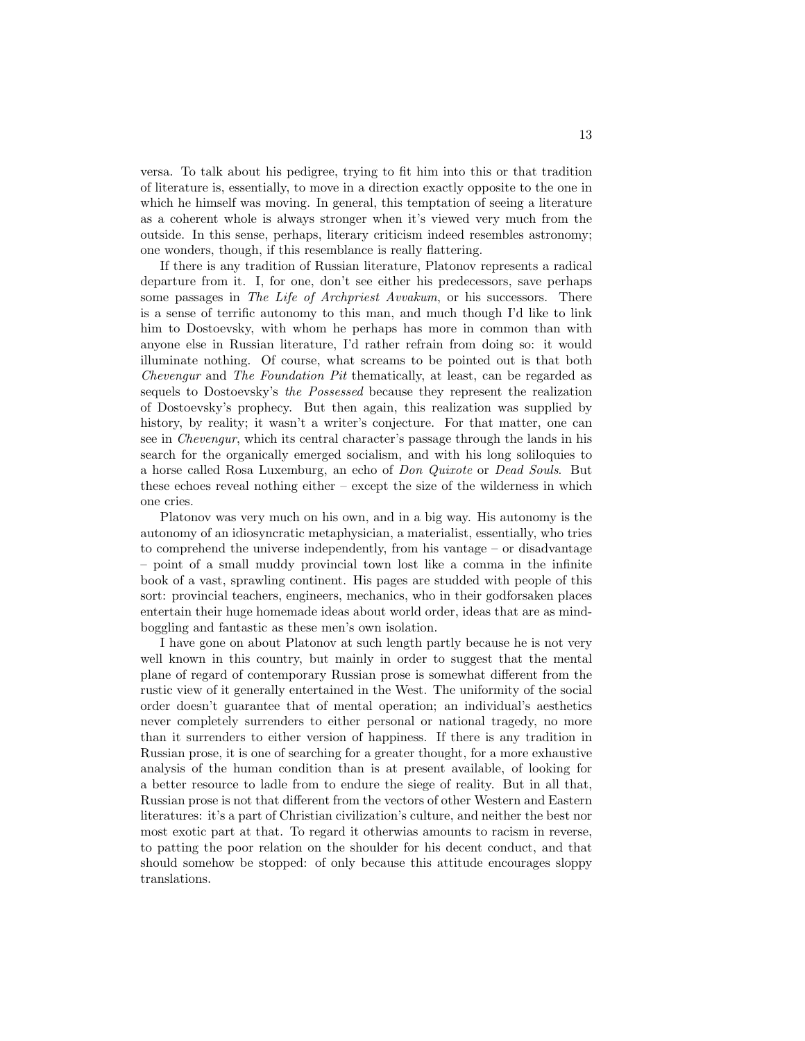versa. To talk about his pedigree, trying to fit him into this or that tradition of literature is, essentially, to move in a direction exactly opposite to the one in which he himself was moving. In general, this temptation of seeing a literature as a coherent whole is always stronger when it's viewed very much from the outside. In this sense, perhaps, literary criticism indeed resembles astronomy; one wonders, though, if this resemblance is really flattering.

If there is any tradition of Russian literature, Platonov represents a radical departure from it. I, for one, don't see either his predecessors, save perhaps some passages in *The Life of Archpriest Avvakum*, or his successors. There is a sense of terrific autonomy to this man, and much though I'd like to link him to Dostoevsky, with whom he perhaps has more in common than with anyone else in Russian literature, I'd rather refrain from doing so: it would illuminate nothing. Of course, what screams to be pointed out is that both *Chevengur* and *The Foundation Pit* thematically, at least, can be regarded as sequels to Dostoevsky's *the Possessed* because they represent the realization of Dostoevsky's prophecy. But then again, this realization was supplied by history, by reality; it wasn't a writer's conjecture. For that matter, one can see in *Chevengur*, which its central character's passage through the lands in his search for the organically emerged socialism, and with his long soliloquies to a horse called Rosa Luxemburg, an echo of *Don Quixote* or *Dead Souls*. But these echoes reveal nothing either – except the size of the wilderness in which one cries.

Platonov was very much on his own, and in a big way. His autonomy is the autonomy of an idiosyncratic metaphysician, a materialist, essentially, who tries to comprehend the universe independently, from his vantage – or disadvantage – point of a small muddy provincial town lost like a comma in the infinite book of a vast, sprawling continent. His pages are studded with people of this sort: provincial teachers, engineers, mechanics, who in their godforsaken places entertain their huge homemade ideas about world order, ideas that are as mind-boggling and fantastic as these men's own isolation.

I have gone on about Platonov at such length partly because he is not very well known in this country, but mainly in order to suggest that the mental plane of regard of contemporary Russian prose is somewhat different from the rustic view of it generally entertained in the West. The uniformity of the social order doesn't guarantee that of mental operation; an individual's aesthetics never completely surrenders to either personal or national tragedy, no more than it surrenders to either version of happiness. If there is any tradition in Russian prose, it is one of searching for a greater thought, for a more exhaustive analysis of the human condition than is at present available, of looking for a better resource to ladle from to endure the siege of reality. But in all that, Russian prose is not that different from the vectors of other Western and Eastern literatures: it's a part of Christian civilization's culture, and neither the best nor most exotic part at that. To regard it otherwias amounts to racism in reverse, to patting the poor relation on the shoulder for his decent conduct, and that should somehow be stopped: of only because this attitude encourages sloppy translations.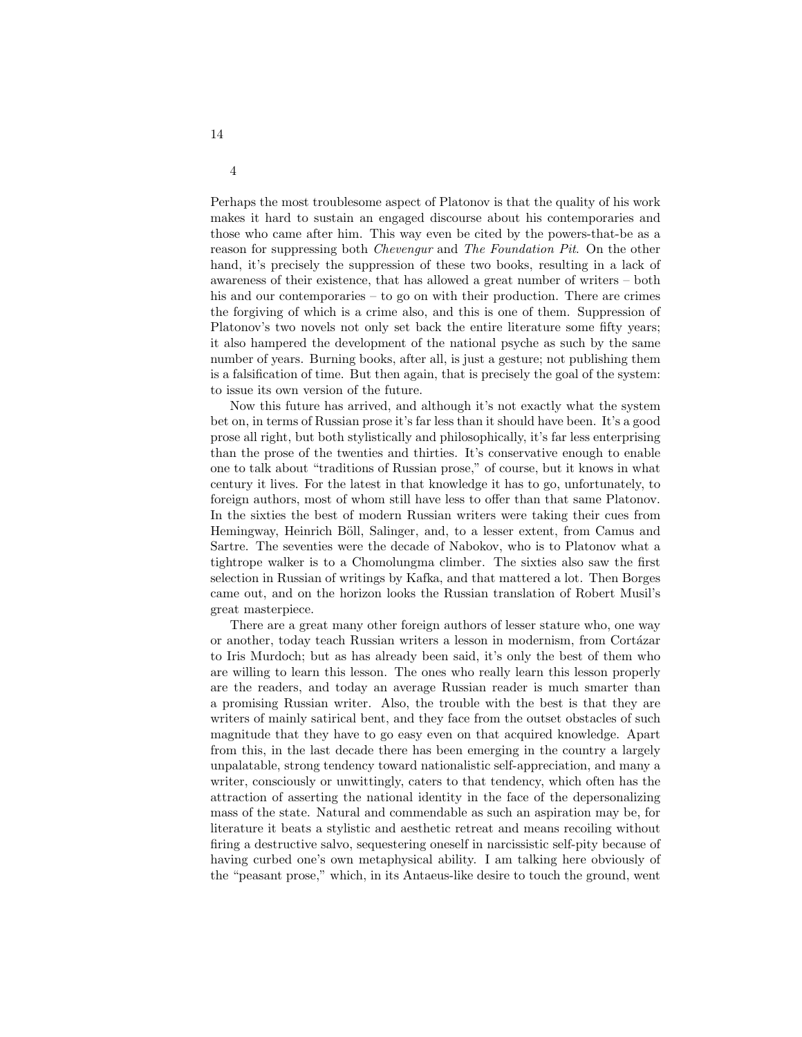4

Perhaps the most troublesome aspect of Platonov is that the quality of his work makes it hard to sustain an engaged discourse about his contemporaries and those who came after him. This way even be cited by the powers-that-be as a reason for suppressing both *Chevengur* and *The Foundation Pit*. On the other hand, it's precisely the suppression of these two books, resulting in a lack of awareness of their existence, that has allowed a great number of writers – both his and our contemporaries – to go on with their production. There are crimes the forgiving of which is a crime also, and this is one of them. Suppression of Platonov's two novels not only set back the entire literature some fifty years; it also hampered the development of the national psyche as such by the same number of years. Burning books, after all, is just a gesture; not publishing them is a falsification of time. But then again, that is precisely the goal of the system: to issue its own version of the future.

Now this future has arrived, and although it's not exactly what the system bet on, in terms of Russian prose it's far less than it should have been. It's a good prose all right, but both stylistically and philosophically, it's far less enterprising than the prose of the twenties and thirties. It's conservative enough to enable one to talk about "traditions of Russian prose," of course, but it knows in what century it lives. For the latest in that knowledge it has to go, unfortunately, to foreign authors, most of whom still have less to offer than that same Platonov. In the sixties the best of modern Russian writers were taking their cues from Hemingway, Heinrich Böll, Salinger, and, to a lesser extent, from Camus and Sartre. The seventies were the decade of Nabokov, who is to Platonov what a tightrope walker is to a Chomolungma climber. The sixties also saw the first selection in Russian of writings by Kafka, and that mattered a lot. Then Borges came out, and on the horizon looks the Russian translation of Robert Musil's great masterpiece.

There are a great many other foreign authors of lesser stature who, one way or another, today teach Russian writers a lesson in modernism, from Cortázar to Iris Murdoch; but as has already been said, it's only the best of them who are willing to learn this lesson. The ones who really learn this lesson properly are the readers, and today an average Russian reader is much smarter than a promising Russian writer. Also, the trouble with the best is that they are writers of mainly satirical bent, and they face from the outset obstacles of such magnitude that they have to go easy even on that acquired knowledge. Apart from this, in the last decade there has been emerging in the country a largely unpalatable, strong tendency toward nationalistic self-appreciation, and many a writer, consciously or unwittingly, caters to that tendency, which often has the attraction of asserting the national identity in the face of the depersonalizing mass of the state. Natural and commendable as such an aspiration may be, for literature it beats a stylistic and aesthetic retreat and means recoiling without firing a destructive salvo, sequestering oneself in narcissistic self-pity because of having curbed one's own metaphysical ability. I am talking here obviously of the "peasant prose," which, in its Antaeus-like desire to touch the ground, went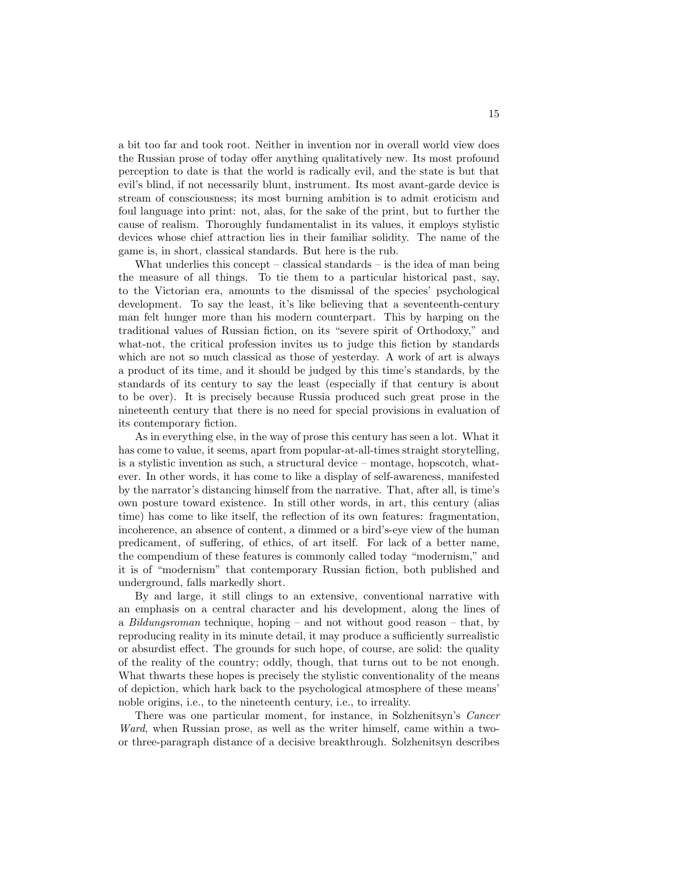a bit too far and took root. Neither in invention nor in overall world view does the Russian prose of today offer anything qualitatively new. Its most profound perception to date is that the world is radically evil, and the state is but that evil's blind, if not necessarily blunt, instrument. Its most avant-garde device is stream of consciousness; its most burning ambition is to admit eroticism and foul language into print: not, alas, for the sake of the print, but to further the cause of realism. Thoroughly fundamentalist in its values, it employs stylistic devices whose chief attraction lies in their familiar solidity. The name of the game is, in short, classical standards. But here is the rub.

What underlies this concept – classical standards – is the idea of man being the measure of all things. To tie them to a particular historical past, say, to the Victorian era, amounts to the dismissal of the species' psychological development. To say the least, it's like believing that a seventeenth-century man felt hunger more than his modern counterpart. This by harping on the traditional values of Russian fiction, on its "severe spirit of Orthodoxy," and what-not, the critical profession invites us to judge this fiction by standards which are not so much classical as those of yesterday. A work of art is always a product of its time, and it should be judged by this time's standards, by the standards of its century to say the least (especially if that century is about to be over). It is precisely because Russia produced such great prose in the nineteenth century that there is no need for special provisions in evaluation of its contemporary fiction.

As in everything else, in the way of prose this century has seen a lot. What it has come to value, it seems, apart from popular-at-all-times straight storytelling, is a stylistic invention as such, a structural device – montage, hopscotch, whatever. In other words, it has come to like a display of self-awareness, manifested by the narrator's distancing himself from the narrative. That, after all, is time's own posture toward existence. In still other words, in art, this century (alias time) has come to like itself, the reflection of its own features: fragmentation, incoherence, an absence of content, a dimmed or a bird's-eye view of the human predicament, of suffering, of ethics, of art itself. For lack of a better name, the compendium of these features is commonly called today "modernism," and it is of "modernism" that contemporary Russian fiction, both published and underground, falls markedly short.

By and large, it still clings to an extensive, conventional narrative with an emphasis on a central character and his development, along the lines of a *Bildungsroman* technique, hoping – and not without good reason – that, by reproducing reality in its minute detail, it may produce a sufficiently surrealistic or absurdist effect. The grounds for such hope, of course, are solid: the quality of the reality of the country; oddly, though, that turns out to be not enough. What thwarts these hopes is precisely the stylistic conventionality of the means of depiction, which hark back to the psychological atmosphere of these means' noble origins, i.e., to the nineteenth century, i.e., to irreality.

There was one particular moment, for instance, in Solzhenitsyn's *Cancer Ward*, when Russian prose, as well as the writer himself, came within a two- or three-paragraph distance of a decisive breakthrough. Solzhenitsyn describes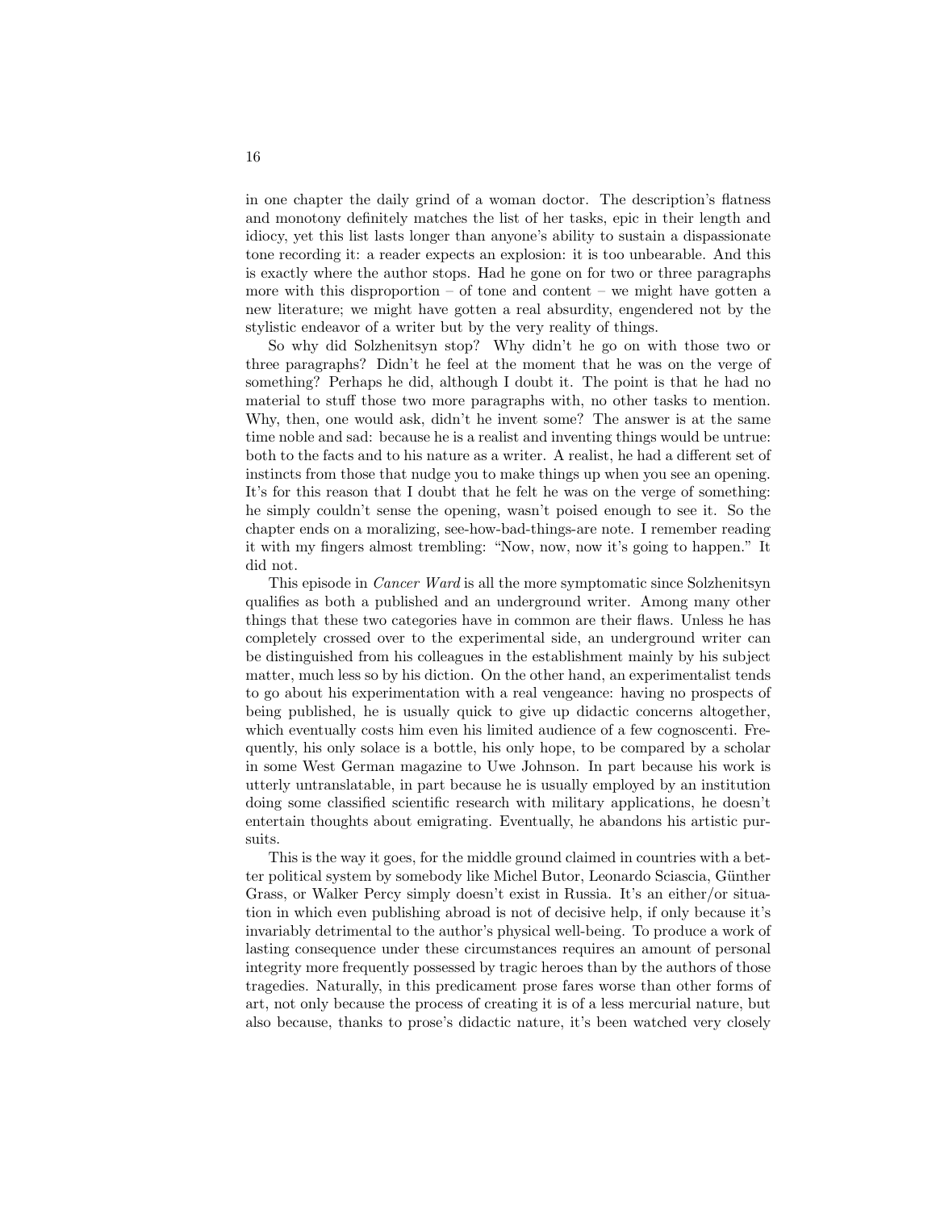in one chapter the daily grind of a woman doctor. The description's flatness and monotony definitely matches the list of her tasks, epic in their length and idiocy, yet this list lasts longer than anyone's ability to sustain a dispassionate tone recording it: a reader expects an explosion: it is too unbearable. And this is exactly where the author stops. Had he gone on for two or three paragraphs more with this disproportion – of tone and content – we might have gotten a new literature; we might have gotten a real absurdity, engendered not by the stylistic endeavor of a writer but by the very reality of things.

So why did Solzhenitsyn stop? Why didn't he go on with those two or three paragraphs? Didn't he feel at the moment that he was on the verge of something? Perhaps he did, although I doubt it. The point is that he had no material to stuff those two more paragraphs with, no other tasks to mention. Why, then, one would ask, didn't he invent some? The answer is at the same time noble and sad: because he is a realist and inventing things would be untrue: both to the facts and to his nature as a writer. A realist, he had a different set of instincts from those that nudge you to make things up when you see an opening. It's for this reason that I doubt that he felt he was on the verge of something: he simply couldn't sense the opening, wasn't poised enough to see it. So the chapter ends on a moralizing, see-how-bad-things-are note. I remember reading it with my fingers almost trembling: "Now, now, now it's going to happen." It did not.

This episode in *Cancer Ward* is all the more symptomatic since Solzhenitsyn qualifies as both a published and an underground writer. Among many other things that these two categories have in common are their flaws. Unless he has completely crossed over to the experimental side, an underground writer can be distinguished from his colleagues in the establishment mainly by his subject matter, much less so by his diction. On the other hand, an experimentalist tends to go about his experimentation with a real vengeance: having no prospects of being published, he is usually quick to give up didactic concerns altogether, which eventually costs him even his limited audience of a few cognoscenti. Frequently, his only solace is a bottle, his only hope, to be compared by a scholar in some West German magazine to Uwe Johnson. In part because his work is utterly untranslatable, in part because he is usually employed by an institution doing some classified scientific research with military applications, he doesn't entertain thoughts about emigrating. Eventually, he abandons his artistic pursuits.

This is the way it goes, for the middle ground claimed in countries with a better political system by somebody like Michel Butor, Leonardo Sciascia, Günther Grass, or Walker Percy simply doesn't exist in Russia. It's an either/or situation in which even publishing abroad is not of decisive help, if only because it's invariably detrimental to the author's physical well-being. To produce a work of lasting consequence under these circumstances requires an amount of personal integrity more frequently possessed by tragic heroes than by the authors of those tragedies. Naturally, in this predicament prose fares worse than other forms of art, not only because the process of creating it is of a less mercurial nature, but also because, thanks to prose's didactic nature, it's been watched very closely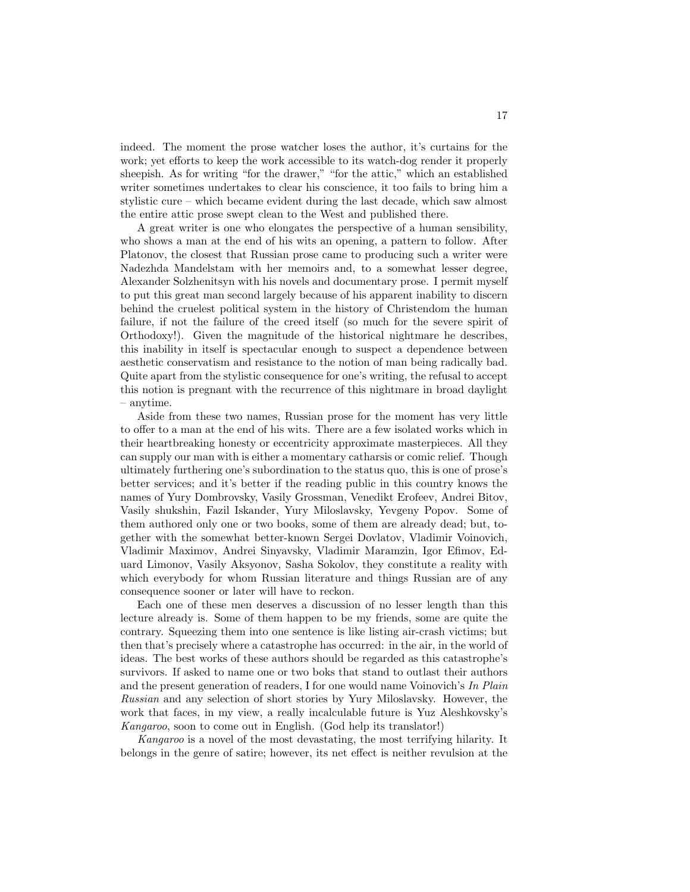indeed. The moment the prose watcher loses the author, it's curtains for the work; yet efforts to keep the work accessible to its watch-dog render it properly sheepish. As for writing "for the drawer," "for the attic," which an established writer sometimes undertakes to clear his conscience, it too fails to bring him a stylistic cure – which became evident during the last decade, which saw almost the entire attic prose swept clean to the West and published there.

A great writer is one who elongates the perspective of a human sensibility, who shows a man at the end of his wits an opening, a pattern to follow. After Platonov, the closest that Russian prose came to producing such a writer were Nadezhda Mandelstam with her memoirs and, to a somewhat lesser degree, Alexander Solzhenitsyn with his novels and documentary prose. I permit myself to put this great man second largely because of his apparent inability to discern behind the cruelest political system in the history of Christendom the human failure, if not the failure of the creed itself (so much for the severe spirit of Orthodoxy!). Given the magnitude of the historical nightmare he describes, this inability in itself is spectacular enough to suspect a dependence between aesthetic conservatism and resistance to the notion of man being radically bad. Quite apart from the stylistic consequence for one's writing, the refusal to accept this notion is pregnant with the recurrence of this nightmare in broad daylight – anytime.

Aside from these two names, Russian prose for the moment has very little to offer to a man at the end of his wits. There are a few isolated works which in their heartbreaking honesty or eccentricity approximate masterpieces. All they can supply our man with is either a momentary catharsis or comic relief. Though ultimately furthering one's subordination to the status quo, this is one of prose's better services; and it's better if the reading public in this country knows the names of Yury Dombrovsky, Vasily Grossman, Venedikt Erofeev, Andrei Bitov, Vasily shukshin, Fazil Iskander, Yury Miloslavsky, Yevgeny Popov. Some of them authored only one or two books, some of them are already dead; but, together with the somewhat better-known Sergei Dovlatov, Vladimir Voinovich, Vladimir Maximov, Andrei Sinyavsky, Vladimir Maramzin, Igor Efimov, Eduard Limonov, Vasily Aksyonov, Sasha Sokolov, they constitute a reality with which everybody for whom Russian literature and things Russian are of any consequence sooner or later will have to reckon.

Each one of these men deserves a discussion of no lesser length than this lecture already is. Some of them happen to be my friends, some are quite the contrary. Squeezing them into one sentence is like listing air-crash victims; but then that's precisely where a catastrophe has occurred: in the air, in the world of ideas. The best works of these authors should be regarded as this catastrophe's survivors. If asked to name one or two boks that stand to outlast their authors and the present generation of readers, I for one would name Voinovich's *In Plain Russian* and any selection of short stories by Yury Miloslavsky. However, the work that faces, in my view, a really incalculable future is Yuz Aleshkovsky's *Kangaroo*, soon to come out in English. (God help its translator!)

*Kangaroo* is a novel of the most devastating, the most terrifying hilarity. It belongs in the genre of satire; however, its net effect is neither revulsion at the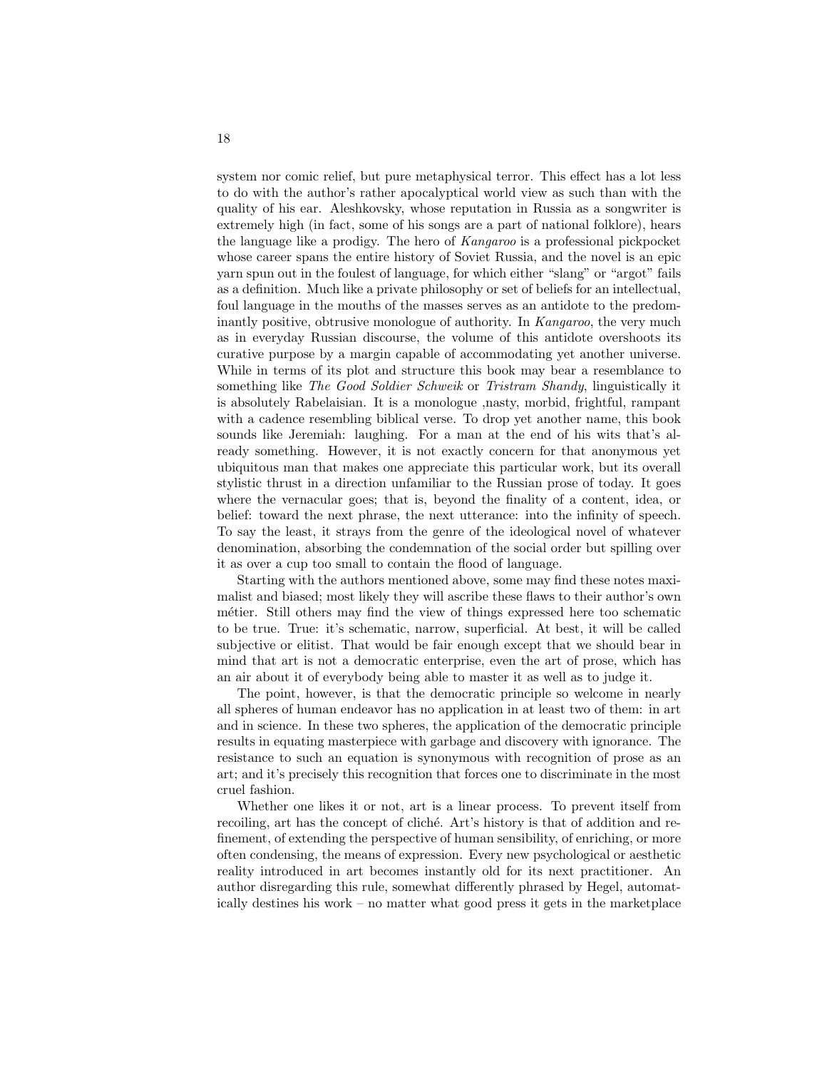system nor comic relief, but pure metaphysical terror. This effect has a lot less to do with the author's rather apocalyptical world view as such than with the quality of his ear. Aleshkovsky, whose reputation in Russia as a songwriter is extremely high (in fact, some of his songs are a part of national folklore), hears the language like a prodigy. The hero of *Kangaroo* is a professional pickpocket whose career spans the entire history of Soviet Russia, and the novel is an epic yarn spun out in the foulest of language, for which either "slang" or "argot" fails as a definition. Much like a private philosophy or set of beliefs for an intellectual, foul language in the mouths of the masses serves as an antidote to the predominantly positive, obtrusive monologue of authority. In *Kangaroo*, the very much as in everyday Russian discourse, the volume of this antidote overshoots its curative purpose by a margin capable of accommodating yet another universe. While in terms of its plot and structure this book may bear a resemblance to something like *The Good Soldier Schweik* or *Tristram Shandy*, linguistically it is absolutely Rabelaisian. It is a monologue ,nasty, morbid, frightful, rampant with a cadence resembling biblical verse. To drop yet another name, this book sounds like Jeremiah: laughing. For a man at the end of his wits that's already something. However, it is not exactly concern for that anonymous yet ubiquitous man that makes one appreciate this particular work, but its overall stylistic thrust in a direction unfamiliar to the Russian prose of today. It goes where the vernacular goes; that is, beyond the finality of a content, idea, or belief: toward the next phrase, the next utterance: into the infinity of speech. To say the least, it strays from the genre of the ideological novel of whatever denomination, absorbing the condemnation of the social order but spilling over it as over a cup too small to contain the flood of language.

Starting with the authors mentioned above, some may find these notes maximalist and biased; most likely they will ascribe these flaws to their author's own métier. Still others may find the view of things expressed here too schematic to be true. True: it's schematic, narrow, superficial. At best, it will be called subjective or elitist. That would be fair enough except that we should bear in mind that art is not a democratic enterprise, even the art of prose, which has an air about it of everybody being able to master it as well as to judge it.

The point, however, is that the democratic principle so welcome in nearly all spheres of human endeavor has no application in at least two of them: in art and in science. In these two spheres, the application of the democratic principle results in equating masterpiece with garbage and discovery with ignorance. The resistance to such an equation is synonymous with recognition of prose as an art; and it's precisely this recognition that forces one to discriminate in the most cruel fashion.

Whether one likes it or not, art is a linear process. To prevent itself from recoiling, art has the concept of cliché. Art's history is that of addition and refinement, of extending the perspective of human sensibility, of enriching, or more often condensing, the means of expression. Every new psychological or aesthetic reality introduced in art becomes instantly old for its next practitioner. An author disregarding this rule, somewhat differently phrased by Hegel, automatically destines his work – no matter what good press it gets in the marketplace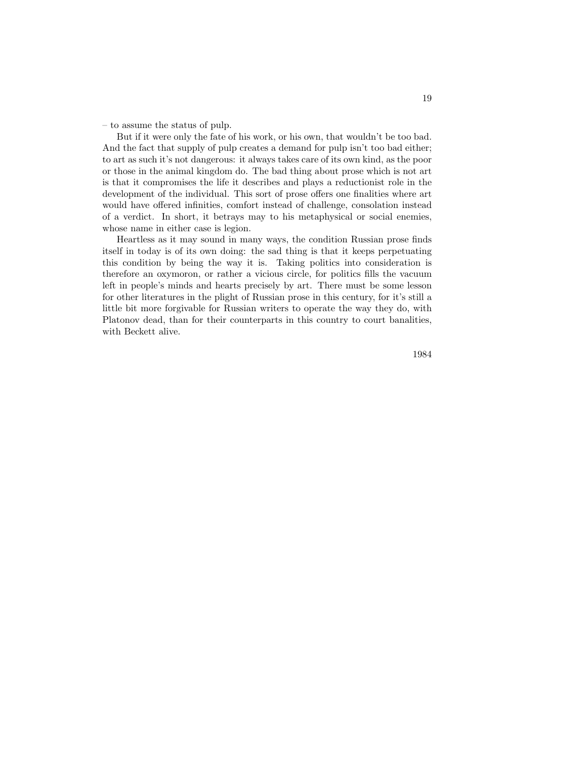– to assume the status of pulp.

But if it were only the fate of his work, or his own, that wouldn't be too bad. And the fact that supply of pulp creates a demand for pulp isn't too bad either; to art as such it's not dangerous: it always takes care of its own kind, as the poor or those in the animal kingdom do. The bad thing about prose which is not art is that it compromises the life it describes and plays a reductionist role in the development of the individual. This sort of prose offers one finalities where art would have offered infinities, comfort instead of challenge, consolation instead of a verdict. In short, it betrays may to his metaphysical or social enemies, whose name in either case is legion.

Heartless as it may sound in many ways, the condition Russian prose finds itself in today is of its own doing: the sad thing is that it keeps perpetuating this condition by being the way it is. Taking politics into consideration is therefore an oxymoron, or rather a vicious circle, for politics fills the vacuum left in people's minds and hearts precisely by art. There must be some lesson for other literatures in the plight of Russian prose in this century, for it's still a little bit more forgivable for Russian writers to operate the way they do, with Platonov dead, than for their counterparts in this country to court banalities, with Beckett alive.

1984